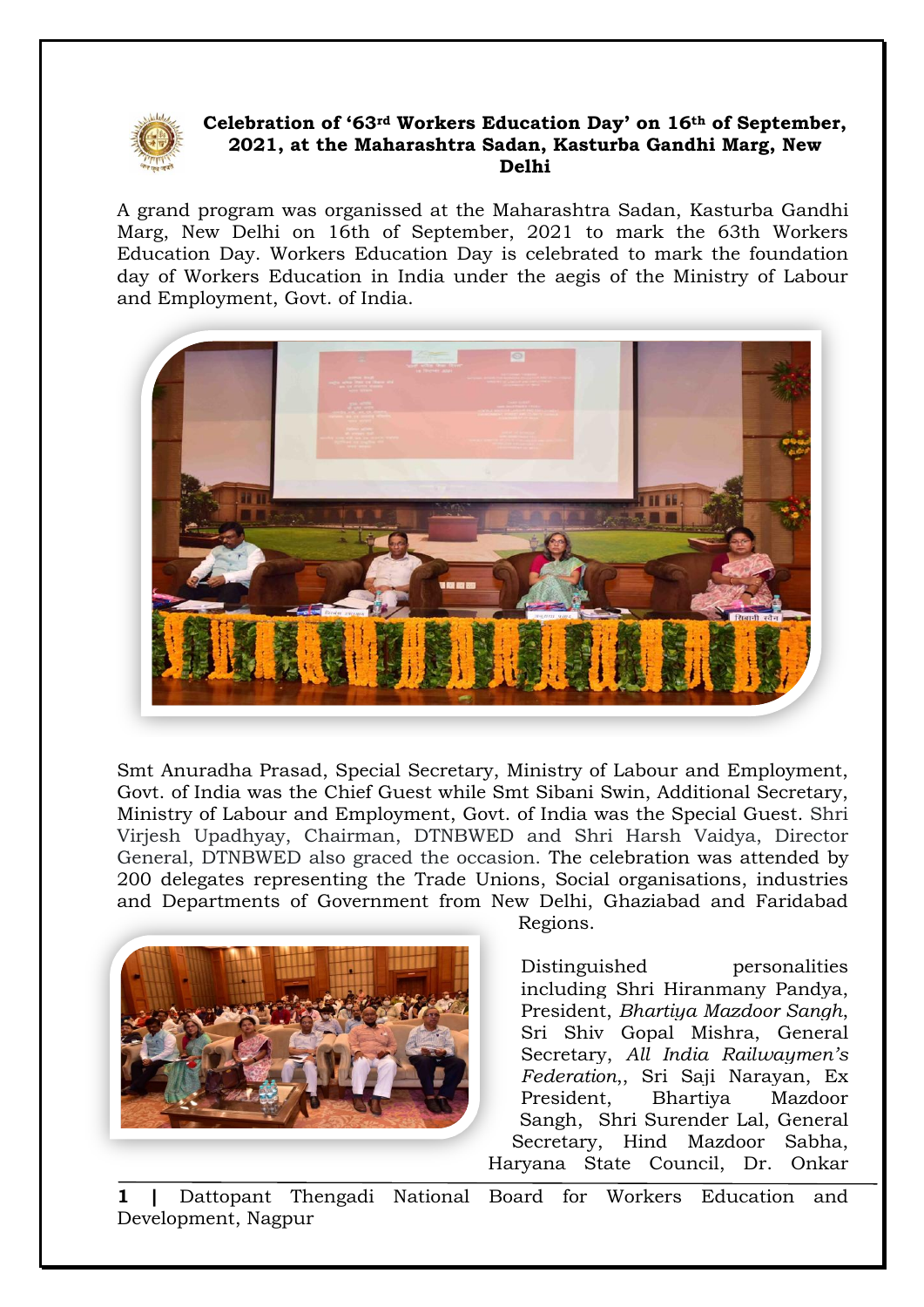# Celebration of '63rd Workers Education Day' on 16th of September, 2021, at the Maharashtra Sadan, Kasturba Gandhi Marg, New Delhi

A grand program was organissed at the Maharashtra Sadan, Kasturba Gandhi Marg, New Delhi on 16th of September, 2021 to mark the 63th Workers Education Day. Workers Education Day is celebrated to mark the foundation day of Workers Education in India under the aegis of the Ministry of Labour and Employment, Govt. of India.

Smt Anuradha Prasad, Special Secretary, Ministry of Labour and Employment, Govt. of India was the Chief Guest while Smt Sibani Swin, Additional Secretary, Ministry of Labour and Employment, Govt. of India was the Special Guest. Shri Virjesh Upadhyay, Chairman, DTNBWED and Shri Harsh Vaidya, Director General, DTNBWED also graced the occasion. The celebration was attended by 200 delegates representing the Trade Unions, Social organisations, industries and Departments of Government from New Delhi, Ghaziabad and Faridabad Regions.

Distinguished personalities including Shri Hiranmany Pandya, President, *Bhartiya Mazdoor Sangh*, Sri Shiv Gopal Mishra, General Secretary, *All India Railwaymen's Federation*,, Sri Saji Narayan, Ex President, Bhartiya Mazdoor Sangh, Shri Surender Lal, General Secretary, Hind Mazdoor Sabha, Haryana State Council, Dr. Onkar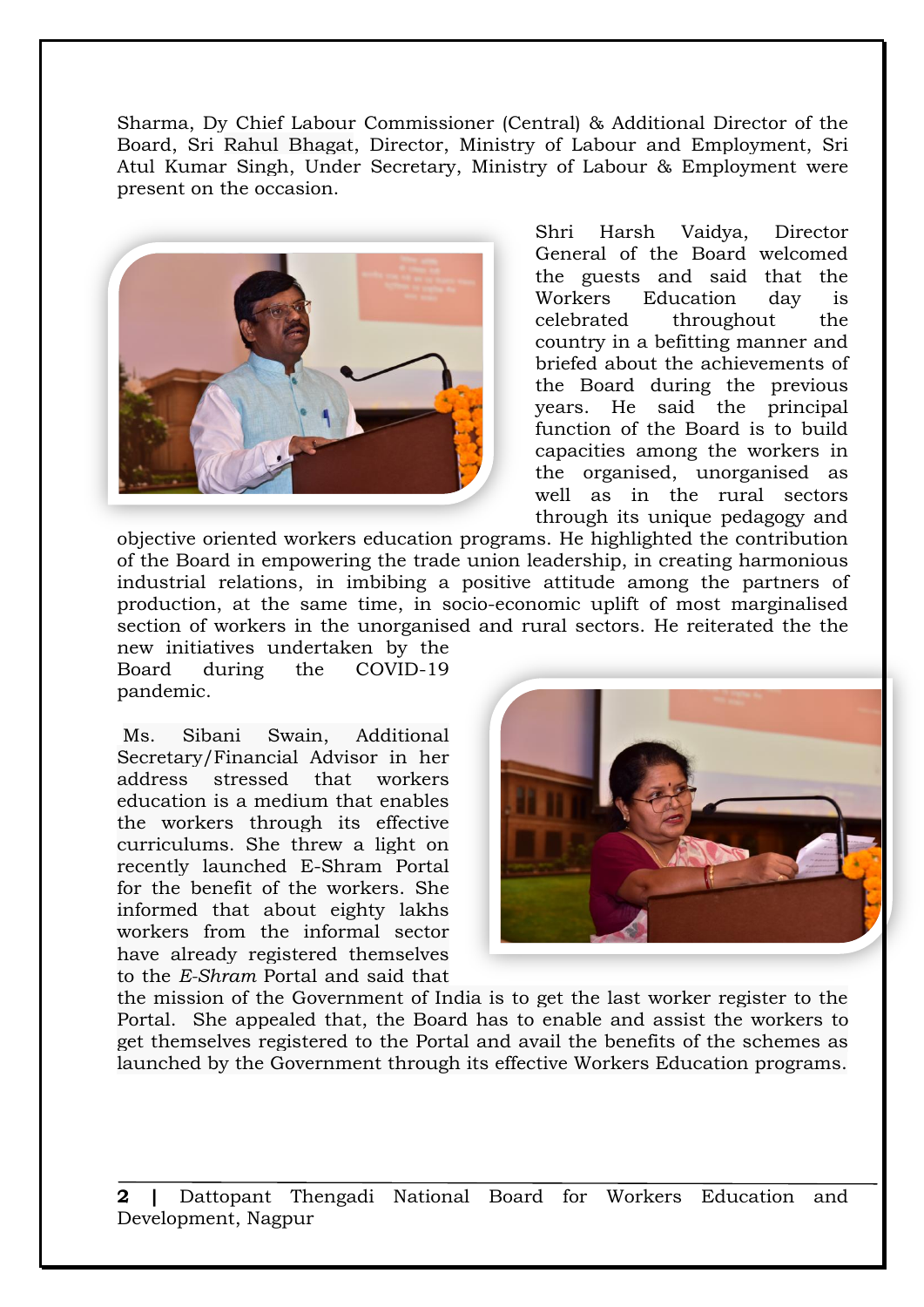Sharma, Dy Chief Labour Commissioner (Central) & Additional Director of the Board, Sri Rahul Bhagat, Director, Ministry of Labour and Employment, Sri Atul Kumar Singh, Under Secretary, Ministry of Labour & Employment were present on the occasion.

Shri Harsh Vaidya, Director General of the Board welcomed the guests and said that the Workers Education day is celebrated throughout the country in a befitting manner and briefed about the achievements of the Board during the previous years. He said the principal function of the Board is to build capacities among the workers in the organised, unorganised as well as in the rural sectors through its unique pedagogy and objective oriented workers education programs. He highlighted the contribution of the Board in empowering the trade union leadership, in creating harmonious industrial relations, in imbibing a positive attitude among the partners of production, at the same time, in socio-economic uplift of most marginalised section of workers in the unorganised and rural sectors. He reiterated the the new initiatives undertaken by the Board during the COVID-19 pandemic.

Ms. Sibani Swain, Additional Secretary/Financial Advisor in her address stressed that workers education is a medium that enables the workers through its effective curriculums. She threw a light on recently launched E-Shram Portal for the benefit of the workers. She informed that about eighty lakhs workers from the informal sector have already registered themselves to the *E-Shram* Portal and said that the mission of the Government of India is to get the last worker register to the Portal. She appealed that, the Board has to enable and assist the workers to get themselves registered to the Portal and avail the benefits of the schemes as launched by the Government through its effective Workers Education programs.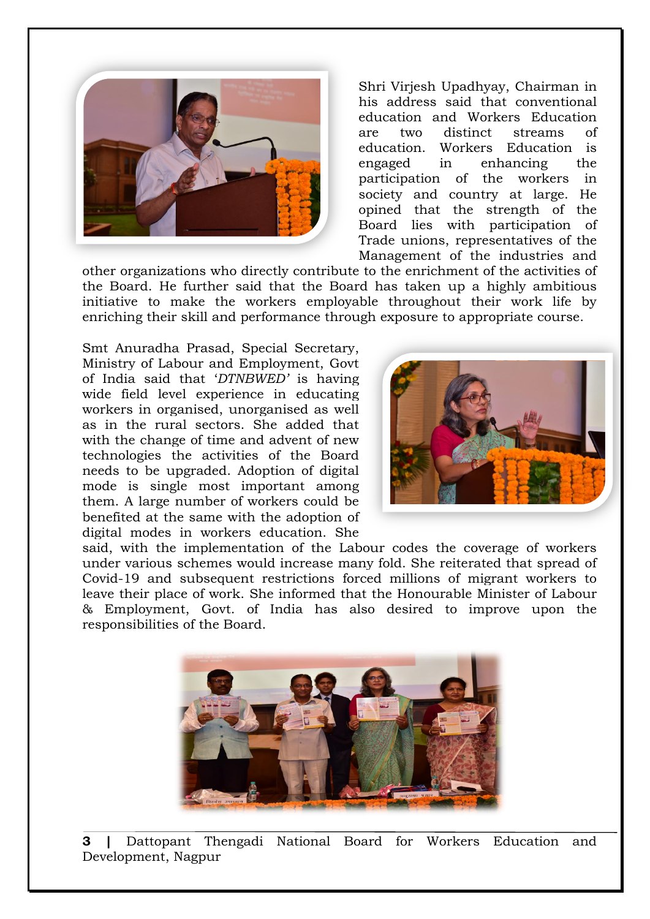Shri Virjesh Upadhyay, Chairman in his address said that conventional education and Workers Education are two distinct streams of education. Workers Education is engaged in enhancing the participation of the workers in society and country at large. He opined that the strength of the Board lies with participation of Trade unions, representatives of the Management of the industries and other organizations who directly contribute to the enrichment of the activities of the Board. He further said that the Board has taken up a highly ambitious initiative to make the workers employable throughout their work life by enriching their skill and performance through exposure to appropriate course.

Smt Anuradha Prasad, Special Secretary, Ministry of Labour and Employment, Govt of India said that '*DTNBWED'* is having wide field level experience in educating workers in organised, unorganised as well as in the rural sectors. She added that with the change of time and advent of new technologies the activities of the Board needs to be upgraded. Adoption of digital mode is single most important among them. A large number of workers could be benefited at the same with the adoption of digital modes in workers education. She said, with the implementation of the Labour codes the coverage of workers under various schemes would increase many fold. She reiterated that spread of Covid-19 and subsequent restrictions forced millions of migrant workers to leave their place of work. She informed that the Honourable Minister of Labour & Employment, Govt. of India has also desired to improve upon the responsibilities of the Board.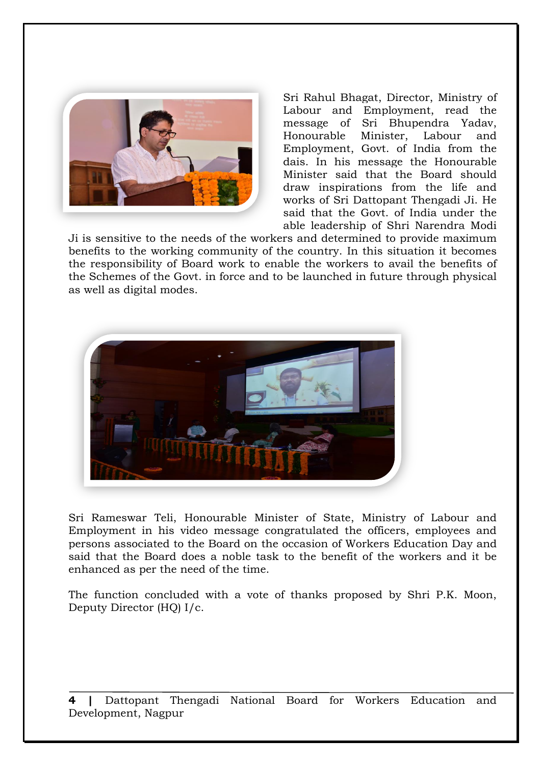Sri Rahul Bhagat, Director, Ministry of Labour and Employment, read the message of Sri Bhupendra Yadav, Honourable Minister, Labour and Employment, Govt. of India from the dais. In his message the Honourable Minister said that the Board should draw inspirations from the life and works of Sri Dattopant Thengadi Ji. He said that the Govt. of India under the able leadership of Shri Narendra Modi Ji is sensitive to the needs of the workers and determined to provide maximum benefits to the working community of the country. In this situation it becomes the responsibility of Board work to enable the workers to avail the benefits of the Schemes of the Govt. in force and to be launched in future through physical as well as digital modes.

Sri Rameswar Teli, Honourable Minister of State, Ministry of Labour and Employment in his video message congratulated the officers, employees and persons associated to the Board on the occasion of Workers Education Day and said that the Board does a noble task to the benefit of the workers and it be enhanced as per the need of the time.

The function concluded with a vote of thanks proposed by Shri P.K. Moon, Deputy Director (HQ) I/c.